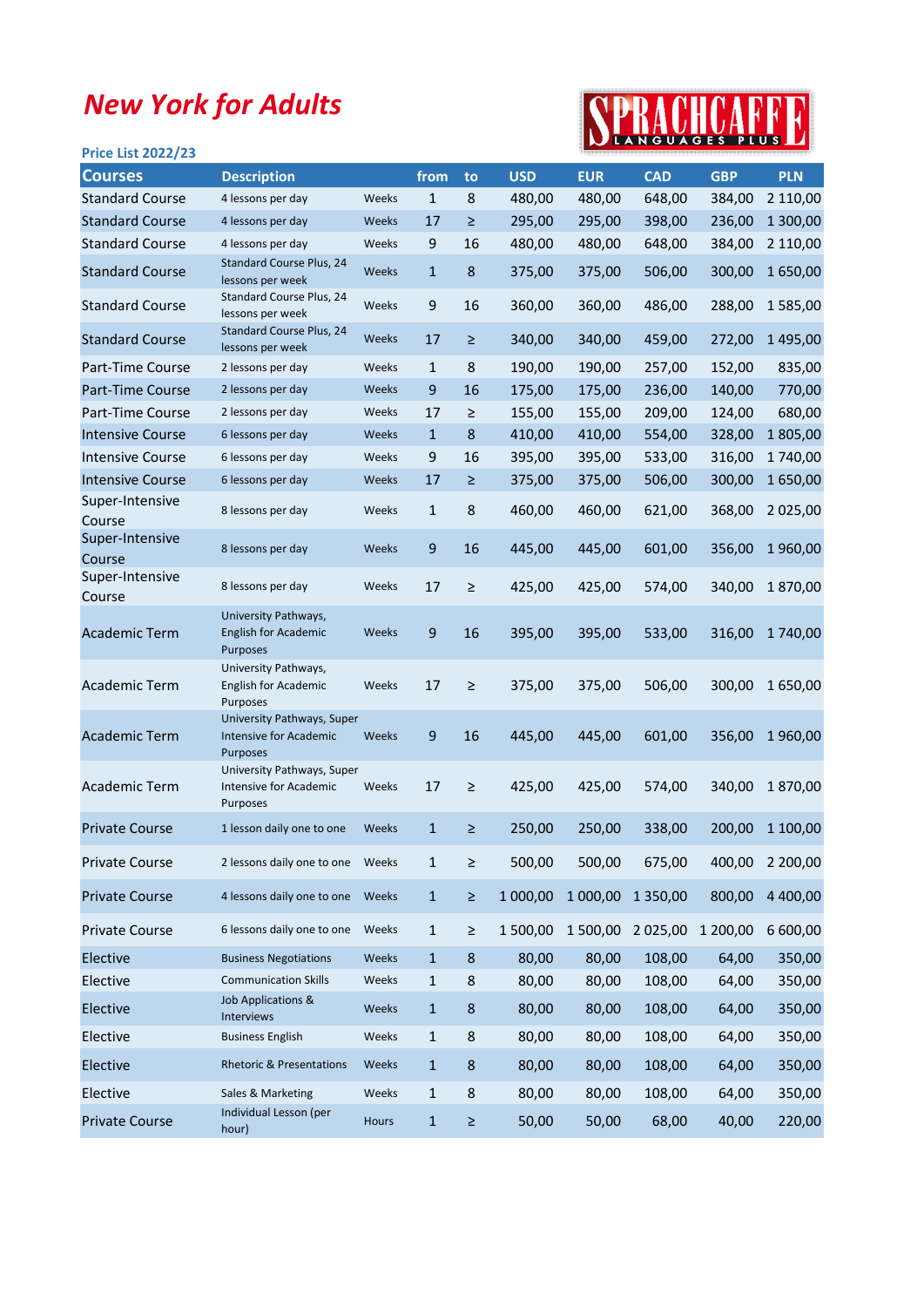# *New York for Adults*

SPRACHCAFFE LANGUAGES PLUS

**Price List 2022/23**

| Courses | Description | | from | to | USD | EUR | CAD | GBP | PLN |
|---|---|---|---|---|---|---|---|---|---|
| Standard Course | 4 lessons per day | Weeks | 1 | 8 | 480,00 | 480,00 | 648,00 | 384,00 | 2 110,00 |
| Standard Course | 4 lessons per day | Weeks | 17 | ≥ | 295,00 | 295,00 | 398,00 | 236,00 | 1 300,00 |
| Standard Course | 4 lessons per day | Weeks | 9 | 16 | 480,00 | 480,00 | 648,00 | 384,00 | 2 110,00 |
| Standard Course | Standard Course Plus, 24 lessons per week | Weeks | 1 | 8 | 375,00 | 375,00 | 506,00 | 300,00 | 1 650,00 |
| Standard Course | Standard Course Plus, 24 lessons per week | Weeks | 9 | 16 | 360,00 | 360,00 | 486,00 | 288,00 | 1 585,00 |
| Standard Course | Standard Course Plus, 24 lessons per week | Weeks | 17 | ≥ | 340,00 | 340,00 | 459,00 | 272,00 | 1 495,00 |
| Part-Time Course | 2 lessons per day | Weeks | 1 | 8 | 190,00 | 190,00 | 257,00 | 152,00 | 835,00 |
| Part-Time Course | 2 lessons per day | Weeks | 9 | 16 | 175,00 | 175,00 | 236,00 | 140,00 | 770,00 |
| Part-Time Course | 2 lessons per day | Weeks | 17 | ≥ | 155,00 | 155,00 | 209,00 | 124,00 | 680,00 |
| Intensive Course | 6 lessons per day | Weeks | 1 | 8 | 410,00 | 410,00 | 554,00 | 328,00 | 1 805,00 |
| Intensive Course | 6 lessons per day | Weeks | 9 | 16 | 395,00 | 395,00 | 533,00 | 316,00 | 1 740,00 |
| Intensive Course | 6 lessons per day | Weeks | 17 | ≥ | 375,00 | 375,00 | 506,00 | 300,00 | 1 650,00 |
| Super-Intensive Course | 8 lessons per day | Weeks | 1 | 8 | 460,00 | 460,00 | 621,00 | 368,00 | 2 025,00 |
| Super-Intensive Course | 8 lessons per day | Weeks | 9 | 16 | 445,00 | 445,00 | 601,00 | 356,00 | 1 960,00 |
| Super-Intensive Course | 8 lessons per day | Weeks | 17 | ≥ | 425,00 | 425,00 | 574,00 | 340,00 | 1 870,00 |
| Academic Term | University Pathways, English for Academic Purposes | Weeks | 9 | 16 | 395,00 | 395,00 | 533,00 | 316,00 | 1 740,00 |
| Academic Term | University Pathways, English for Academic Purposes | Weeks | 17 | ≥ | 375,00 | 375,00 | 506,00 | 300,00 | 1 650,00 |
| Academic Term | University Pathways, Super Intensive for Academic Purposes | Weeks | 9 | 16 | 445,00 | 445,00 | 601,00 | 356,00 | 1 960,00 |
| Academic Term | University Pathways, Super Intensive for Academic Purposes | Weeks | 17 | ≥ | 425,00 | 425,00 | 574,00 | 340,00 | 1 870,00 |
| Private Course | 1 lesson daily one to one | Weeks | 1 | ≥ | 250,00 | 250,00 | 338,00 | 200,00 | 1 100,00 |
| Private Course | 2 lessons daily one to one | Weeks | 1 | ≥ | 500,00 | 500,00 | 675,00 | 400,00 | 2 200,00 |
| Private Course | 4 lessons daily one to one | Weeks | 1 | ≥ | 1 000,00 | 1 000,00 | 1 350,00 | 800,00 | 4 400,00 |
| Private Course | 6 lessons daily one to one | Weeks | 1 | ≥ | 1 500,00 | 1 500,00 | 2 025,00 | 1 200,00 | 6 600,00 |
| Elective | Business Negotiations | Weeks | 1 | 8 | 80,00 | 80,00 | 108,00 | 64,00 | 350,00 |
| Elective | Communication Skills | Weeks | 1 | 8 | 80,00 | 80,00 | 108,00 | 64,00 | 350,00 |
| Elective | Job Applications & Interviews | Weeks | 1 | 8 | 80,00 | 80,00 | 108,00 | 64,00 | 350,00 |
| Elective | Business English | Weeks | 1 | 8 | 80,00 | 80,00 | 108,00 | 64,00 | 350,00 |
| Elective | Rhetoric & Presentations | Weeks | 1 | 8 | 80,00 | 80,00 | 108,00 | 64,00 | 350,00 |
| Elective | Sales & Marketing | Weeks | 1 | 8 | 80,00 | 80,00 | 108,00 | 64,00 | 350,00 |
| Private Course | Individual Lesson (per hour) | Hours | 1 | ≥ | 50,00 | 50,00 | 68,00 | 40,00 | 220,00 |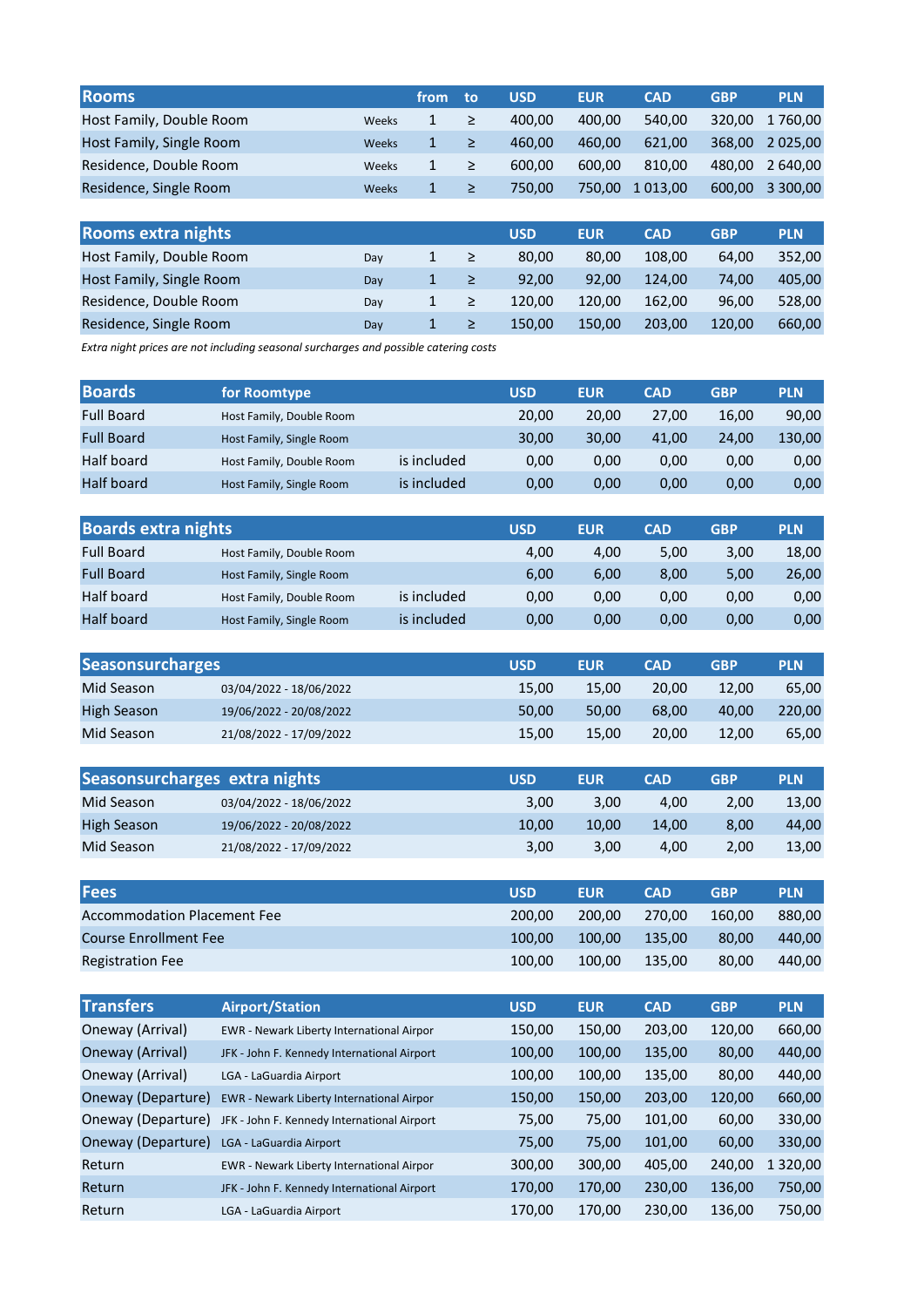| Rooms | | from | to | USD | EUR | CAD | GBP | PLN |
|---|---|---|---|---|---|---|---|---|
| Host Family, Double Room | Weeks | 1 | ≥ | 400,00 | 400,00 | 540,00 | 320,00 | 1 760,00 |
| Host Family, Single Room | Weeks | 1 | ≥ | 460,00 | 460,00 | 621,00 | 368,00 | 2 025,00 |
| Residence, Double Room | Weeks | 1 | ≥ | 600,00 | 600,00 | 810,00 | 480,00 | 2 640,00 |
| Residence, Single Room | Weeks | 1 | ≥ | 750,00 | 750,00 | 1 013,00 | 600,00 | 3 300,00 |

| Rooms extra nights | | | | USD | EUR | CAD | GBP | PLN |
|---|---|---|---|---|---|---|---|---|
| Host Family, Double Room | Day | 1 | ≥ | 80,00 | 80,00 | 108,00 | 64,00 | 352,00 |
| Host Family, Single Room | Day | 1 | ≥ | 92,00 | 92,00 | 124,00 | 74,00 | 405,00 |
| Residence, Double Room | Day | 1 | ≥ | 120,00 | 120,00 | 162,00 | 96,00 | 528,00 |
| Residence, Single Room | Day | 1 | ≥ | 150,00 | 150,00 | 203,00 | 120,00 | 660,00 |

*Extra night prices are not including seasonal surcharges and possible catering costs*

| Boards | for Roomtype | | USD | EUR | CAD | GBP | PLN |
|---|---|---|---|---|---|---|---|
| Full Board | Host Family, Double Room | | 20,00 | 20,00 | 27,00 | 16,00 | 90,00 |
| Full Board | Host Family, Single Room | | 30,00 | 30,00 | 41,00 | 24,00 | 130,00 |
| Half board | Host Family, Double Room | is included | 0,00 | 0,00 | 0,00 | 0,00 | 0,00 |
| Half board | Host Family, Single Room | is included | 0,00 | 0,00 | 0,00 | 0,00 | 0,00 |

| Boards extra nights | | | USD | EUR | CAD | GBP | PLN |
|---|---|---|---|---|---|---|---|
| Full Board | Host Family, Double Room | | 4,00 | 4,00 | 5,00 | 3,00 | 18,00 |
| Full Board | Host Family, Single Room | | 6,00 | 6,00 | 8,00 | 5,00 | 26,00 |
| Half board | Host Family, Double Room | is included | 0,00 | 0,00 | 0,00 | 0,00 | 0,00 |
| Half board | Host Family, Single Room | is included | 0,00 | 0,00 | 0,00 | 0,00 | 0,00 |

| Seasonsurcharges | | USD | EUR | CAD | GBP | PLN |
|---|---|---|---|---|---|---|
| Mid Season | 03/04/2022 - 18/06/2022 | 15,00 | 15,00 | 20,00 | 12,00 | 65,00 |
| High Season | 19/06/2022 - 20/08/2022 | 50,00 | 50,00 | 68,00 | 40,00 | 220,00 |
| Mid Season | 21/08/2022 - 17/09/2022 | 15,00 | 15,00 | 20,00 | 12,00 | 65,00 |

| Seasonsurcharges extra nights | | USD | EUR | CAD | GBP | PLN |
|---|---|---|---|---|---|---|
| Mid Season | 03/04/2022 - 18/06/2022 | 3,00 | 3,00 | 4,00 | 2,00 | 13,00 |
| High Season | 19/06/2022 - 20/08/2022 | 10,00 | 10,00 | 14,00 | 8,00 | 44,00 |
| Mid Season | 21/08/2022 - 17/09/2022 | 3,00 | 3,00 | 4,00 | 2,00 | 13,00 |

| Fees | USD | EUR | CAD | GBP | PLN |
|---|---|---|---|---|---|
| Accommodation Placement Fee | 200,00 | 200,00 | 270,00 | 160,00 | 880,00 |
| Course Enrollment Fee | 100,00 | 100,00 | 135,00 | 80,00 | 440,00 |
| Registration Fee | 100,00 | 100,00 | 135,00 | 80,00 | 440,00 |

| Transfers | Airport/Station | USD | EUR | CAD | GBP | PLN |
|---|---|---|---|---|---|---|
| Oneway (Arrival) | EWR - Newark Liberty International Airpor | 150,00 | 150,00 | 203,00 | 120,00 | 660,00 |
| Oneway (Arrival) | JFK - John F. Kennedy International Airport | 100,00 | 100,00 | 135,00 | 80,00 | 440,00 |
| Oneway (Arrival) | LGA - LaGuardia Airport | 100,00 | 100,00 | 135,00 | 80,00 | 440,00 |
| Oneway (Departure) | EWR - Newark Liberty International Airpor | 150,00 | 150,00 | 203,00 | 120,00 | 660,00 |
| Oneway (Departure) | JFK - John F. Kennedy International Airport | 75,00 | 75,00 | 101,00 | 60,00 | 330,00 |
| Oneway (Departure) | LGA - LaGuardia Airport | 75,00 | 75,00 | 101,00 | 60,00 | 330,00 |
| Return | EWR - Newark Liberty International Airpor | 300,00 | 300,00 | 405,00 | 240,00 | 1 320,00 |
| Return | JFK - John F. Kennedy International Airport | 170,00 | 170,00 | 230,00 | 136,00 | 750,00 |
| Return | LGA - LaGuardia Airport | 170,00 | 170,00 | 230,00 | 136,00 | 750,00 |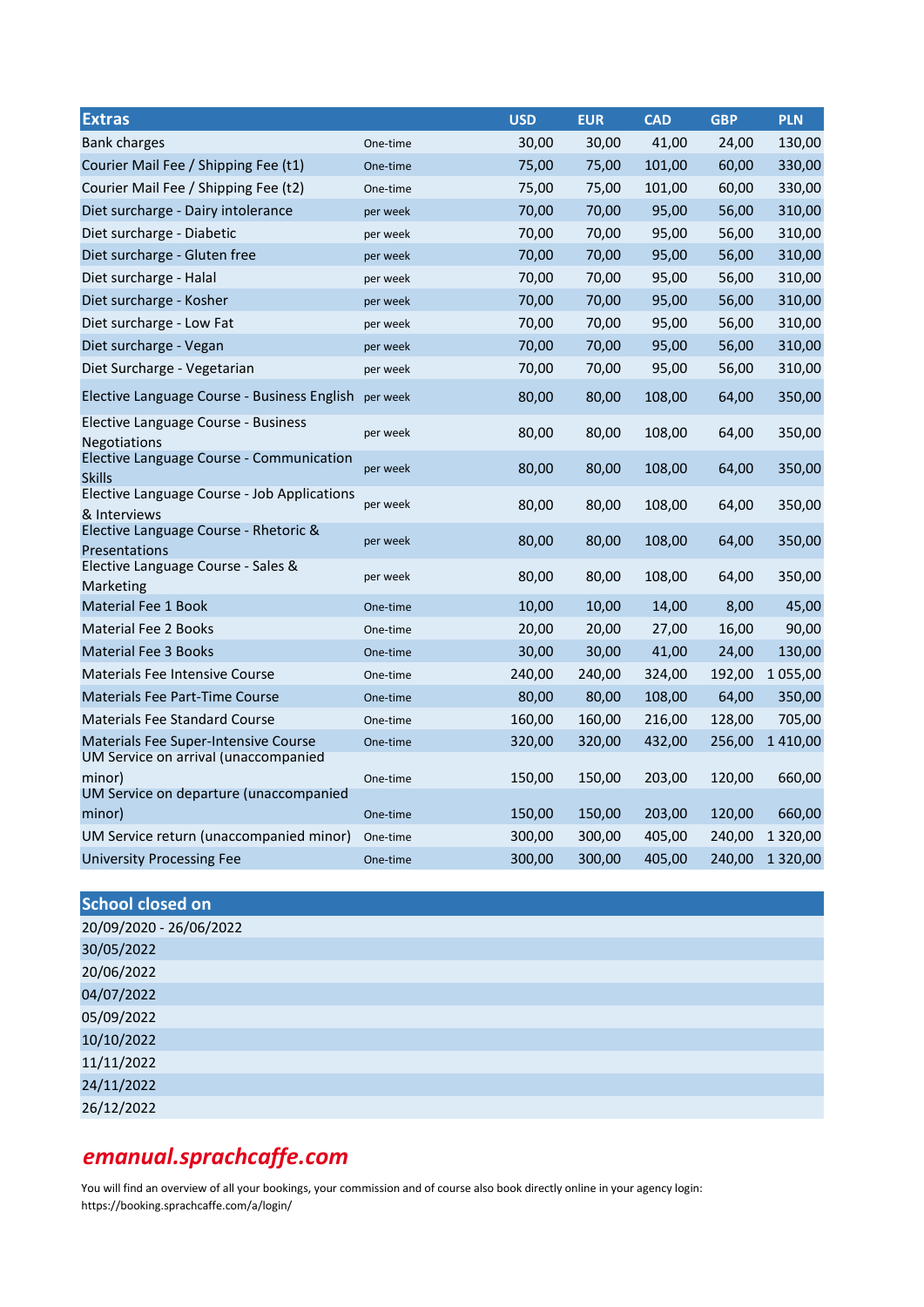| Extras | | USD | EUR | CAD | GBP | PLN |
|---|---|---|---|---|---|---|
| Bank charges | One-time | 30,00 | 30,00 | 41,00 | 24,00 | 130,00 |
| Courier Mail Fee / Shipping Fee (t1) | One-time | 75,00 | 75,00 | 101,00 | 60,00 | 330,00 |
| Courier Mail Fee / Shipping Fee (t2) | One-time | 75,00 | 75,00 | 101,00 | 60,00 | 330,00 |
| Diet surcharge - Dairy intolerance | per week | 70,00 | 70,00 | 95,00 | 56,00 | 310,00 |
| Diet surcharge - Diabetic | per week | 70,00 | 70,00 | 95,00 | 56,00 | 310,00 |
| Diet surcharge - Gluten free | per week | 70,00 | 70,00 | 95,00 | 56,00 | 310,00 |
| Diet surcharge - Halal | per week | 70,00 | 70,00 | 95,00 | 56,00 | 310,00 |
| Diet surcharge - Kosher | per week | 70,00 | 70,00 | 95,00 | 56,00 | 310,00 |
| Diet surcharge - Low Fat | per week | 70,00 | 70,00 | 95,00 | 56,00 | 310,00 |
| Diet surcharge - Vegan | per week | 70,00 | 70,00 | 95,00 | 56,00 | 310,00 |
| Diet Surcharge - Vegetarian | per week | 70,00 | 70,00 | 95,00 | 56,00 | 310,00 |
| Elective Language Course - Business English | per week | 80,00 | 80,00 | 108,00 | 64,00 | 350,00 |
| Elective Language Course - Business Negotiations | per week | 80,00 | 80,00 | 108,00 | 64,00 | 350,00 |
| Elective Language Course - Communication Skills | per week | 80,00 | 80,00 | 108,00 | 64,00 | 350,00 |
| Elective Language Course - Job Applications & Interviews | per week | 80,00 | 80,00 | 108,00 | 64,00 | 350,00 |
| Elective Language Course - Rhetoric & Presentations | per week | 80,00 | 80,00 | 108,00 | 64,00 | 350,00 |
| Elective Language Course - Sales & Marketing | per week | 80,00 | 80,00 | 108,00 | 64,00 | 350,00 |
| Material Fee 1 Book | One-time | 10,00 | 10,00 | 14,00 | 8,00 | 45,00 |
| Material Fee 2 Books | One-time | 20,00 | 20,00 | 27,00 | 16,00 | 90,00 |
| Material Fee 3 Books | One-time | 30,00 | 30,00 | 41,00 | 24,00 | 130,00 |
| Materials Fee Intensive Course | One-time | 240,00 | 240,00 | 324,00 | 192,00 | 1 055,00 |
| Materials Fee Part-Time Course | One-time | 80,00 | 80,00 | 108,00 | 64,00 | 350,00 |
| Materials Fee Standard Course | One-time | 160,00 | 160,00 | 216,00 | 128,00 | 705,00 |
| Materials Fee Super-Intensive Course | One-time | 320,00 | 320,00 | 432,00 | 256,00 | 1 410,00 |
| UM Service on arrival (unaccompanied minor) | One-time | 150,00 | 150,00 | 203,00 | 120,00 | 660,00 |
| UM Service on departure (unaccompanied minor) | One-time | 150,00 | 150,00 | 203,00 | 120,00 | 660,00 |
| UM Service return (unaccompanied minor) | One-time | 300,00 | 300,00 | 405,00 | 240,00 | 1 320,00 |
| University Processing Fee | One-time | 300,00 | 300,00 | 405,00 | 240,00 | 1 320,00 |

| School closed on |
|---|
| 20/09/2020 - 26/06/2022 |
| 30/05/2022 |
| 20/06/2022 |
| 04/07/2022 |
| 05/09/2022 |
| 10/10/2022 |
| 11/11/2022 |
| 24/11/2022 |
| 26/12/2022 |

## *emanual.sprachcaffe.com*

You will find an overview of all your bookings, your commission and of course also book directly online in your agency login: https://booking.sprachcaffe.com/a/login/